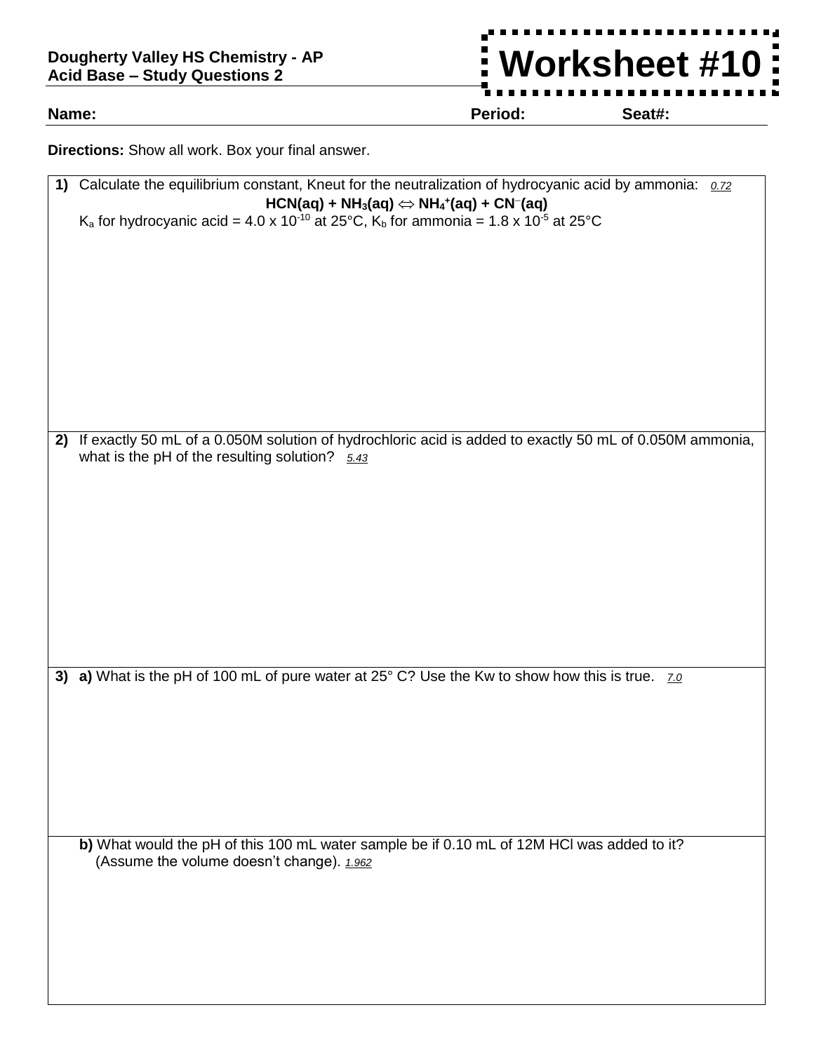**Dougherty Valley HS Chemistry - AP**
**Acid Base – Study Questions 2**

# Worksheet #10

**Name:** **Period:** **Seat#:**

**Directions:** Show all work. Box your final answer.

**1)** Calculate the equilibrium constant, Kneut for the neutralization of hydrocyanic acid by ammonia: *0.72*

$$HCN(aq) + NH_3(aq) \Leftrightarrow NH_4^+(aq) + CN^-(aq)$$

$K_a$ for hydrocyanic acid = $4.0 \times 10^{-10}$ at 25°C, $K_b$ for ammonia = $1.8 \times 10^{-5}$ at 25°C

**2)** If exactly 50 mL of a 0.050M solution of hydrochloric acid is added to exactly 50 mL of 0.050M ammonia, what is the pH of the resulting solution? *5.43*

**3)** **a)** What is the pH of 100 mL of pure water at 25° C? Use the Kw to show how this is true. *7.0*

**b)** What would the pH of this 100 mL water sample be if 0.10 mL of 12M HCl was added to it? (Assume the volume doesn't change). *1.962*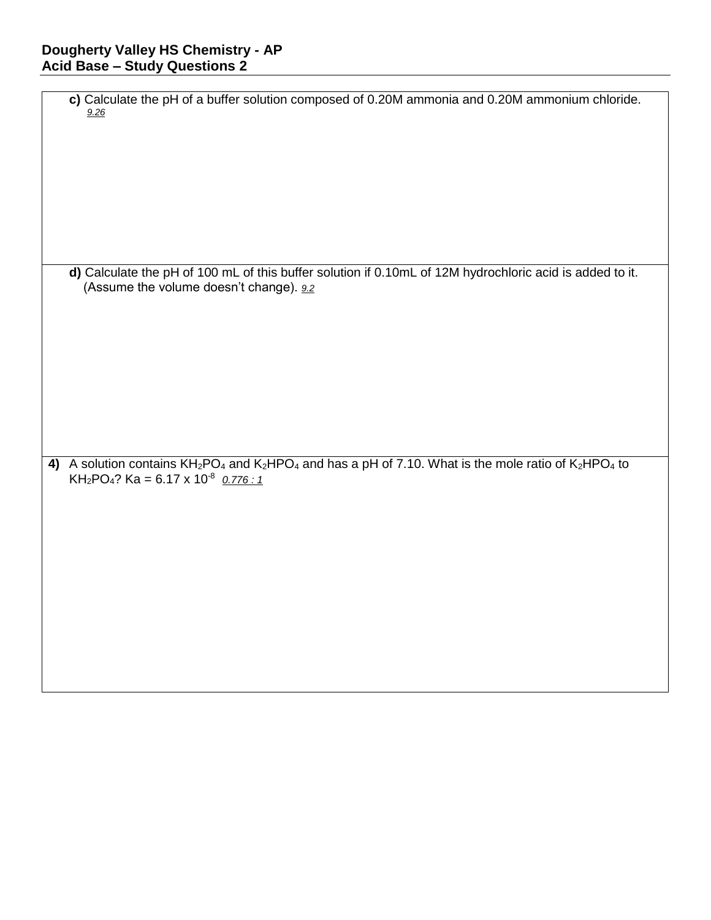**c)** Calculate the pH of a buffer solution composed of 0.20M ammonia and 0.20M ammonium chloride. *9.26*

**d)** Calculate the pH of 100 mL of this buffer solution if 0.10mL of 12M hydrochloric acid is added to it. (Assume the volume doesn't change). *9.2*

**4)** A solution contains $KH_2PO_4$ and $K_2HPO_4$ and has a pH of 7.10. What is the mole ratio of $K_2HPO_4$ to $KH_2PO_4$? Ka = $6.17 \times 10^{-8}$ *0.776 : 1*